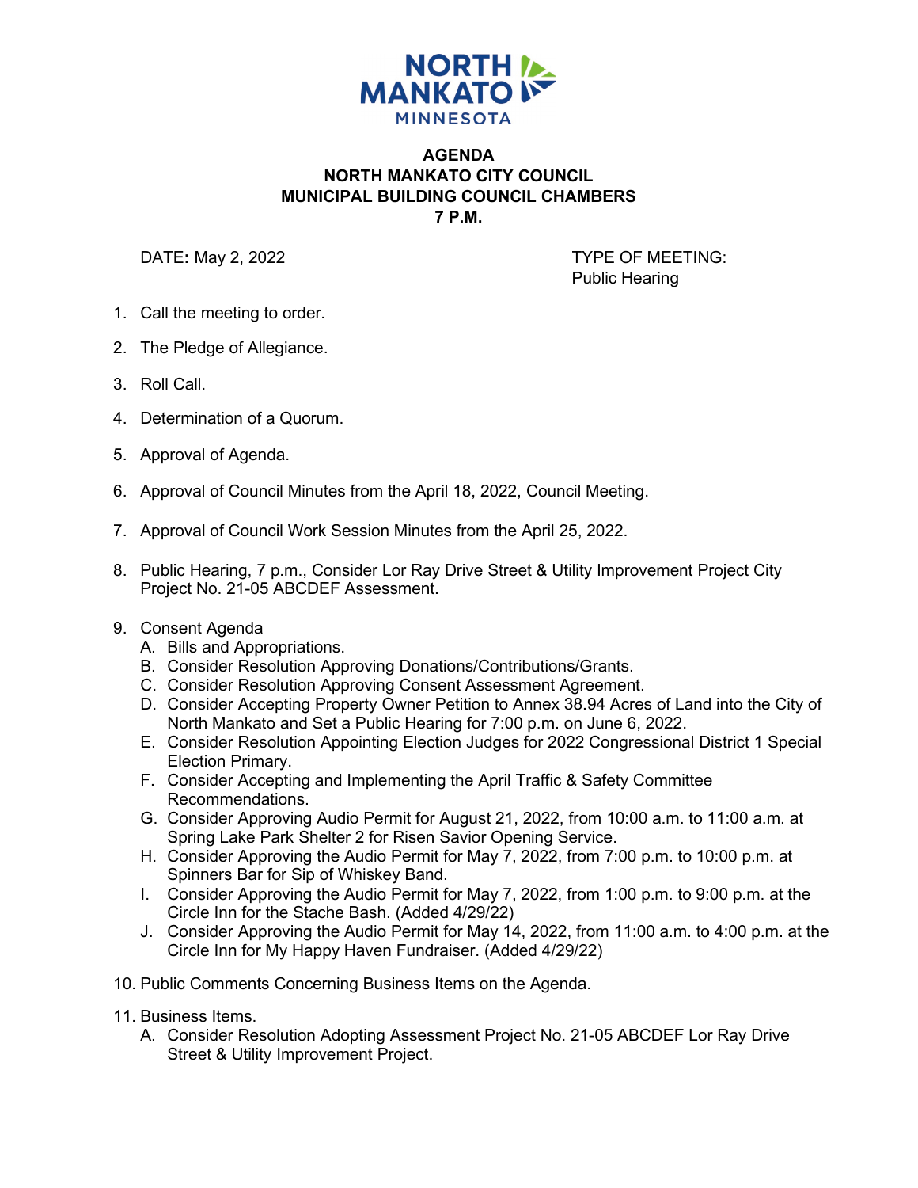NORTH MANKATO MINNESOTA

# AGENDA
## NORTH MANKATO CITY COUNCIL
## MUNICIPAL BUILDING COUNCIL CHAMBERS
## 7 P.M.

DATE**:** May 2, 2022

TYPE OF MEETING:
Public Hearing

1. Call the meeting to order.
2. The Pledge of Allegiance.
3. Roll Call.
4. Determination of a Quorum.
5. Approval of Agenda.
6. Approval of Council Minutes from the April 18, 2022, Council Meeting.
7. Approval of Council Work Session Minutes from the April 25, 2022.
8. Public Hearing, 7 p.m., Consider Lor Ray Drive Street & Utility Improvement Project City Project No. 21-05 ABCDEF Assessment.
9. Consent Agenda
   A. Bills and Appropriations.
   B. Consider Resolution Approving Donations/Contributions/Grants.
   C. Consider Resolution Approving Consent Assessment Agreement.
   D. Consider Accepting Property Owner Petition to Annex 38.94 Acres of Land into the City of North Mankato and Set a Public Hearing for 7:00 p.m. on June 6, 2022.
   E. Consider Resolution Appointing Election Judges for 2022 Congressional District 1 Special Election Primary.
   F. Consider Accepting and Implementing the April Traffic & Safety Committee Recommendations.
   G. Consider Approving Audio Permit for August 21, 2022, from 10:00 a.m. to 11:00 a.m. at Spring Lake Park Shelter 2 for Risen Savior Opening Service.
   H. Consider Approving the Audio Permit for May 7, 2022, from 7:00 p.m. to 10:00 p.m. at Spinners Bar for Sip of Whiskey Band.
   I. Consider Approving the Audio Permit for May 7, 2022, from 1:00 p.m. to 9:00 p.m. at the Circle Inn for the Stache Bash. (Added 4/29/22)
   J. Consider Approving the Audio Permit for May 14, 2022, from 11:00 a.m. to 4:00 p.m. at the Circle Inn for My Happy Haven Fundraiser. (Added 4/29/22)
10. Public Comments Concerning Business Items on the Agenda.
11. Business Items.
    A. Consider Resolution Adopting Assessment Project No. 21-05 ABCDEF Lor Ray Drive Street & Utility Improvement Project.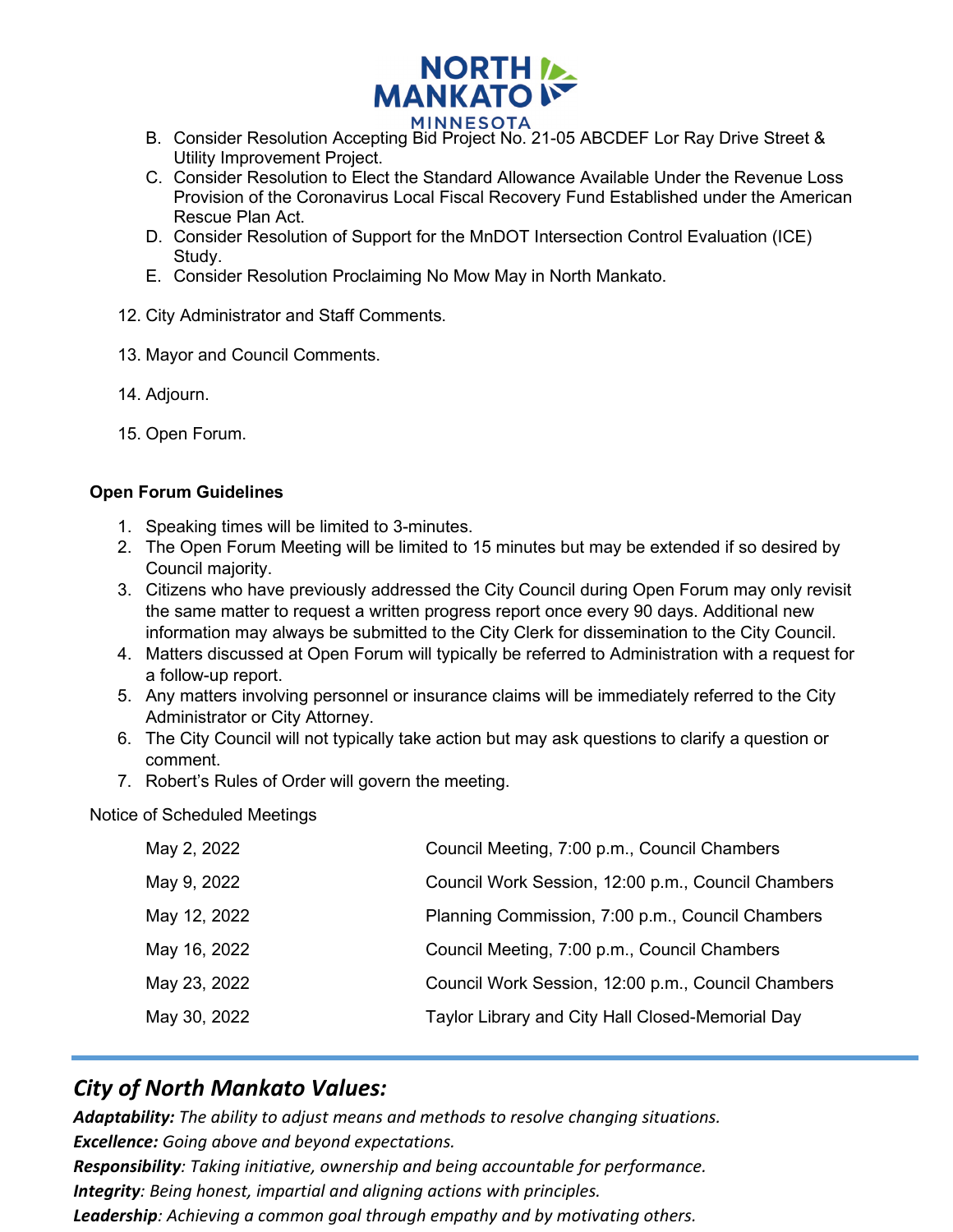B. Consider Resolution Accepting Bid Project No. 21-05 ABCDEF Lor Ray Drive Street & Utility Improvement Project.
C. Consider Resolution to Elect the Standard Allowance Available Under the Revenue Loss Provision of the Coronavirus Local Fiscal Recovery Fund Established under the American Rescue Plan Act.
D. Consider Resolution of Support for the MnDOT Intersection Control Evaluation (ICE) Study.
E. Consider Resolution Proclaiming No Mow May in North Mankato.

12. City Administrator and Staff Comments.

13. Mayor and Council Comments.

14. Adjourn.

15. Open Forum.

**Open Forum Guidelines**

1. Speaking times will be limited to 3-minutes.
2. The Open Forum Meeting will be limited to 15 minutes but may be extended if so desired by Council majority.
3. Citizens who have previously addressed the City Council during Open Forum may only revisit the same matter to request a written progress report once every 90 days. Additional new information may always be submitted to the City Clerk for dissemination to the City Council.
4. Matters discussed at Open Forum will typically be referred to Administration with a request for a follow-up report.
5. Any matters involving personnel or insurance claims will be immediately referred to the City Administrator or City Attorney.
6. The City Council will not typically take action but may ask questions to clarify a question or comment.
7. Robert's Rules of Order will govern the meeting.

Notice of Scheduled Meetings

| | |
|---|---|
| May 2, 2022 | Council Meeting, 7:00 p.m., Council Chambers |
| May 9, 2022 | Council Work Session, 12:00 p.m., Council Chambers |
| May 12, 2022 | Planning Commission, 7:00 p.m., Council Chambers |
| May 16, 2022 | Council Meeting, 7:00 p.m., Council Chambers |
| May 23, 2022 | Council Work Session, 12:00 p.m., Council Chambers |
| May 30, 2022 | Taylor Library and City Hall Closed-Memorial Day |

## *City of North Mankato Values:*

***Adaptability:*** *The ability to adjust means and methods to resolve changing situations.*
***Excellence:*** *Going above and beyond expectations.*
***Responsibility****: Taking initiative, ownership and being accountable for performance.*
***Integrity****: Being honest, impartial and aligning actions with principles.*
***Leadership****: Achieving a common goal through empathy and by motivating others.*